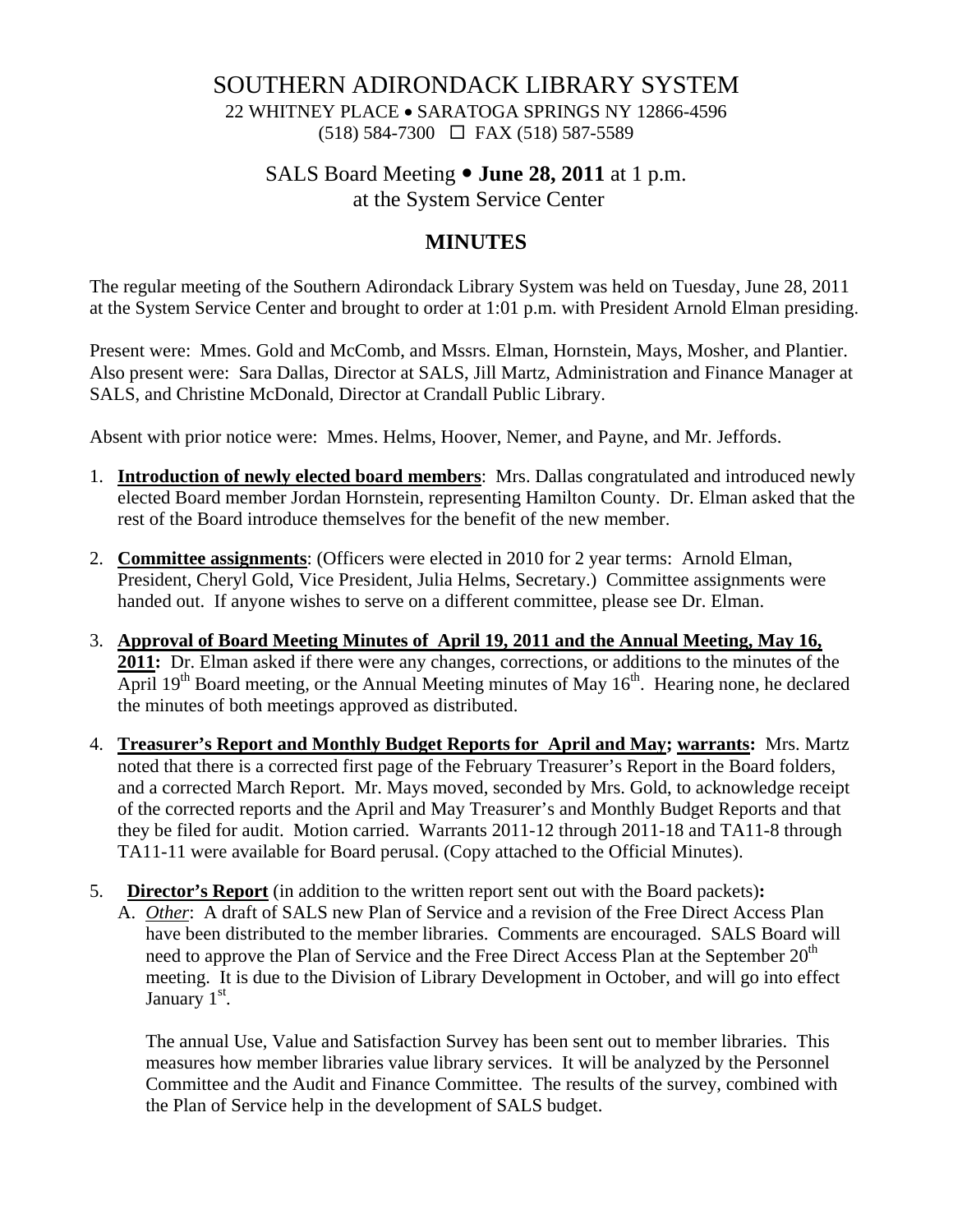# SOUTHERN ADIRONDACK LIBRARY SYSTEM

22 WHITNEY PLACE • SARATOGA SPRINGS NY 12866-4596
(518) 584-7300 ☐ FAX (518) 587-5589

## SALS Board Meeting • **June 28, 2011** at 1 p.m.
## at the System Service Center

## MINUTES

The regular meeting of the Southern Adirondack Library System was held on Tuesday, June 28, 2011 at the System Service Center and brought to order at 1:01 p.m. with President Arnold Elman presiding.

Present were: Mmes. Gold and McComb, and Mssrs. Elman, Hornstein, Mays, Mosher, and Plantier. Also present were: Sara Dallas, Director at SALS, Jill Martz, Administration and Finance Manager at SALS, and Christine McDonald, Director at Crandall Public Library.

Absent with prior notice were: Mmes. Helms, Hoover, Nemer, and Payne, and Mr. Jeffords.

1. **Introduction of newly elected board members**: Mrs. Dallas congratulated and introduced newly elected Board member Jordan Hornstein, representing Hamilton County. Dr. Elman asked that the rest of the Board introduce themselves for the benefit of the new member.

2. **Committee assignments**: (Officers were elected in 2010 for 2 year terms: Arnold Elman, President, Cheryl Gold, Vice President, Julia Helms, Secretary.) Committee assignments were handed out. If anyone wishes to serve on a different committee, please see Dr. Elman.

3. **Approval of Board Meeting Minutes of April 19, 2011 and the Annual Meeting, May 16, 2011:** Dr. Elman asked if there were any changes, corrections, or additions to the minutes of the April 19th Board meeting, or the Annual Meeting minutes of May 16th. Hearing none, he declared the minutes of both meetings approved as distributed.

4. **Treasurer's Report and Monthly Budget Reports for April and May; warrants:** Mrs. Martz noted that there is a corrected first page of the February Treasurer's Report in the Board folders, and a corrected March Report. Mr. Mays moved, seconded by Mrs. Gold, to acknowledge receipt of the corrected reports and the April and May Treasurer's and Monthly Budget Reports and that they be filed for audit. Motion carried. Warrants 2011-12 through 2011-18 and TA11-8 through TA11-11 were available for Board perusal. (Copy attached to the Official Minutes).

5. **Director's Report** (in addition to the written report sent out with the Board packets)**:**
   A. *Other*: A draft of SALS new Plan of Service and a revision of the Free Direct Access Plan have been distributed to the member libraries. Comments are encouraged. SALS Board will need to approve the Plan of Service and the Free Direct Access Plan at the September 20th meeting. It is due to the Division of Library Development in October, and will go into effect January 1st.

   The annual Use, Value and Satisfaction Survey has been sent out to member libraries. This measures how member libraries value library services. It will be analyzed by the Personnel Committee and the Audit and Finance Committee. The results of the survey, combined with the Plan of Service help in the development of SALS budget.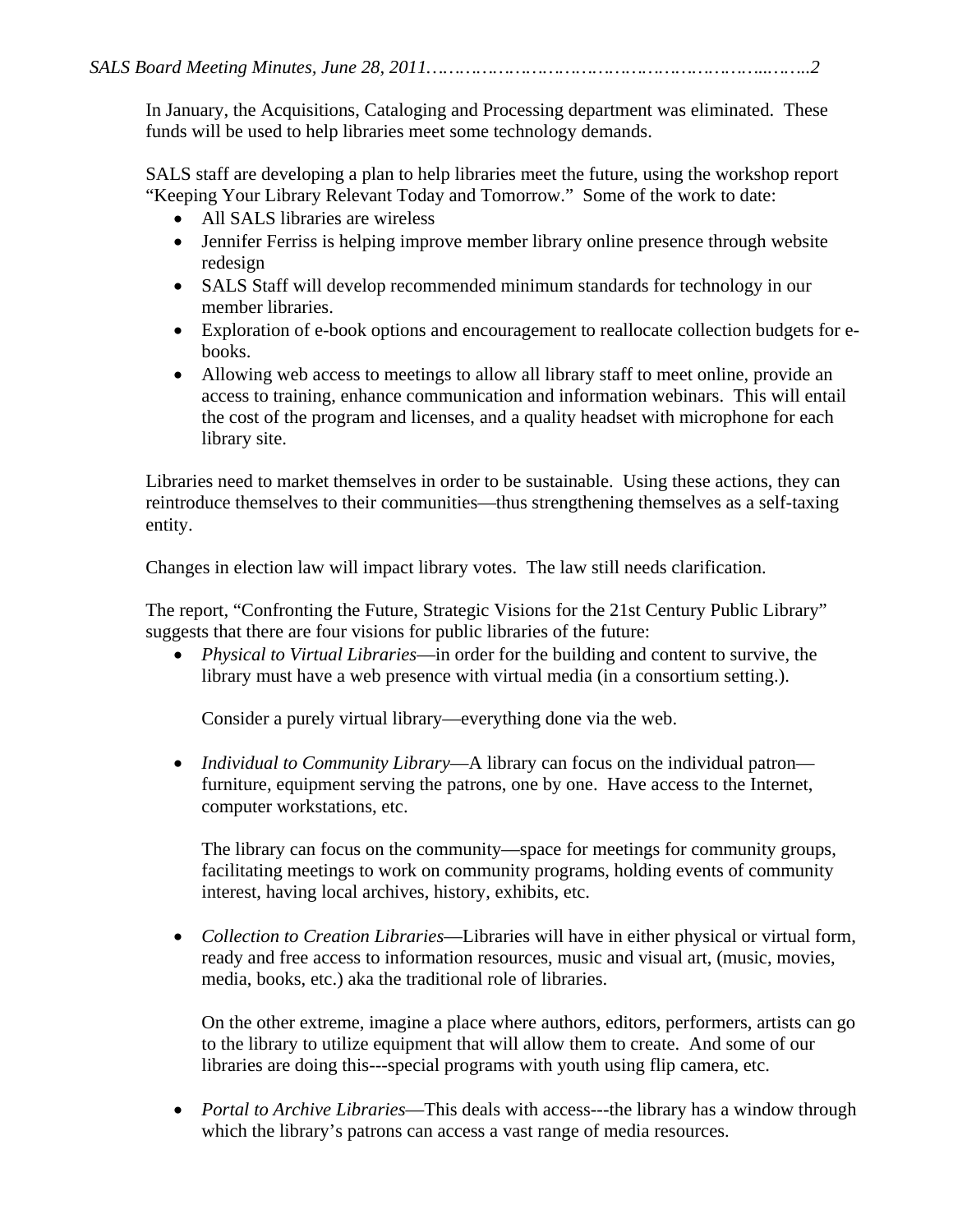In January, the Acquisitions, Cataloging and Processing department was eliminated. These funds will be used to help libraries meet some technology demands.

SALS staff are developing a plan to help libraries meet the future, using the workshop report "Keeping Your Library Relevant Today and Tomorrow." Some of the work to date:

- All SALS libraries are wireless
- Jennifer Ferriss is helping improve member library online presence through website redesign
- SALS Staff will develop recommended minimum standards for technology in our member libraries.
- Exploration of e-book options and encouragement to reallocate collection budgets for e-books.
- Allowing web access to meetings to allow all library staff to meet online, provide an access to training, enhance communication and information webinars. This will entail the cost of the program and licenses, and a quality headset with microphone for each library site.

Libraries need to market themselves in order to be sustainable. Using these actions, they can reintroduce themselves to their communities—thus strengthening themselves as a self-taxing entity.

Changes in election law will impact library votes. The law still needs clarification.

The report, "Confronting the Future, Strategic Visions for the 21st Century Public Library" suggests that there are four visions for public libraries of the future:

- *Physical to Virtual Libraries*—in order for the building and content to survive, the library must have a web presence with virtual media (in a consortium setting.).

  Consider a purely virtual library—everything done via the web.

- *Individual to Community Library*—A library can focus on the individual patron—furniture, equipment serving the patrons, one by one. Have access to the Internet, computer workstations, etc.

  The library can focus on the community—space for meetings for community groups, facilitating meetings to work on community programs, holding events of community interest, having local archives, history, exhibits, etc.

- *Collection to Creation Libraries*—Libraries will have in either physical or virtual form, ready and free access to information resources, music and visual art, (music, movies, media, books, etc.) aka the traditional role of libraries.

  On the other extreme, imagine a place where authors, editors, performers, artists can go to the library to utilize equipment that will allow them to create. And some of our libraries are doing this---special programs with youth using flip camera, etc.

- *Portal to Archive Libraries*—This deals with access---the library has a window through which the library's patrons can access a vast range of media resources.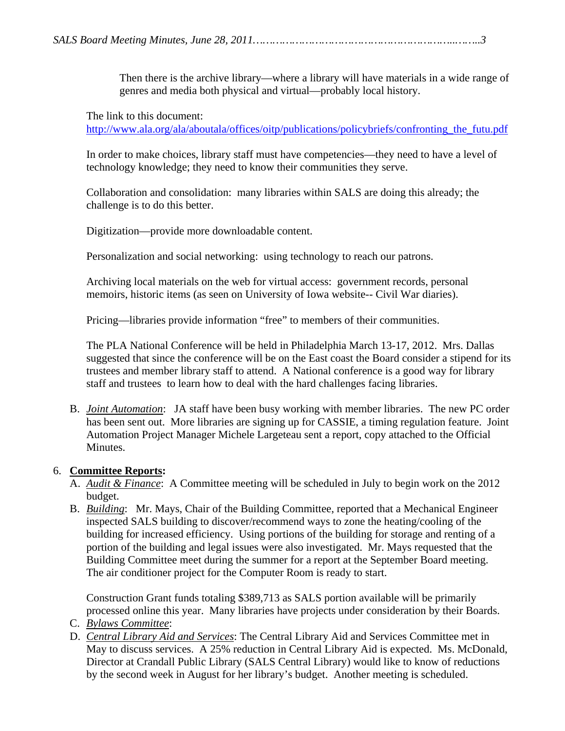Then there is the archive library—where a library will have materials in a wide range of genres and media both physical and virtual—probably local history.

The link to this document:
http://www.ala.org/ala/aboutala/offices/oitp/publications/policybriefs/confronting_the_futu.pdf

In order to make choices, library staff must have competencies—they need to have a level of technology knowledge; they need to know their communities they serve.

Collaboration and consolidation: many libraries within SALS are doing this already; the challenge is to do this better.

Digitization—provide more downloadable content.

Personalization and social networking: using technology to reach our patrons.

Archiving local materials on the web for virtual access: government records, personal memoirs, historic items (as seen on University of Iowa website-- Civil War diaries).

Pricing—libraries provide information "free" to members of their communities.

The PLA National Conference will be held in Philadelphia March 13-17, 2012. Mrs. Dallas suggested that since the conference will be on the East coast the Board consider a stipend for its trustees and member library staff to attend. A National conference is a good way for library staff and trustees to learn how to deal with the hard challenges facing libraries.

B. *Joint Automation*: JA staff have been busy working with member libraries. The new PC order has been sent out. More libraries are signing up for CASSIE, a timing regulation feature. Joint Automation Project Manager Michele Largeteau sent a report, copy attached to the Official Minutes.

6. **Committee Reports:**
   A. *Audit & Finance*: A Committee meeting will be scheduled in July to begin work on the 2012 budget.
   B. *Building*: Mr. Mays, Chair of the Building Committee, reported that a Mechanical Engineer inspected SALS building to discover/recommend ways to zone the heating/cooling of the building for increased efficiency. Using portions of the building for storage and renting of a portion of the building and legal issues were also investigated. Mr. Mays requested that the Building Committee meet during the summer for a report at the September Board meeting. The air conditioner project for the Computer Room is ready to start.

      Construction Grant funds totaling $389,713 as SALS portion available will be primarily processed online this year. Many libraries have projects under consideration by their Boards.
   C. *Bylaws Committee*:
   D. *Central Library Aid and Services*: The Central Library Aid and Services Committee met in May to discuss services. A 25% reduction in Central Library Aid is expected. Ms. McDonald, Director at Crandall Public Library (SALS Central Library) would like to know of reductions by the second week in August for her library's budget. Another meeting is scheduled.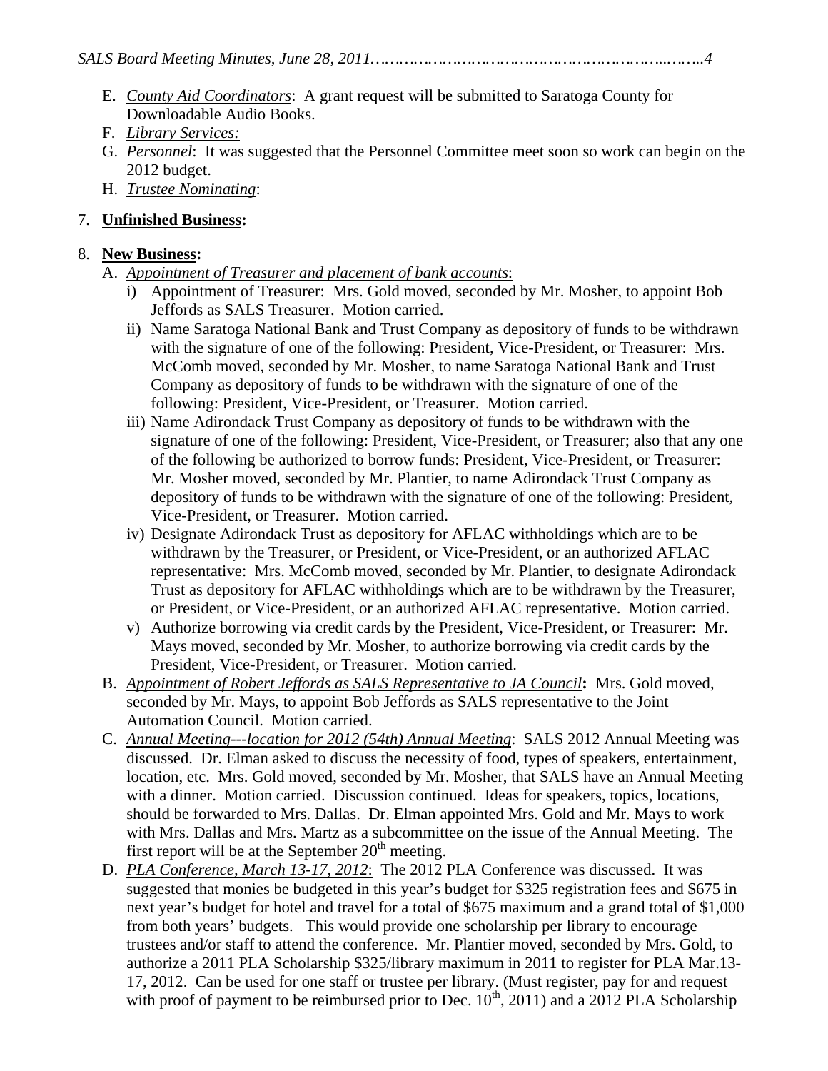E. *County Aid Coordinators*: A grant request will be submitted to Saratoga County for Downloadable Audio Books.
F. *Library Services:*
G. *Personnel*: It was suggested that the Personnel Committee meet soon so work can begin on the 2012 budget.
H. *Trustee Nominating*:

7. **Unfinished Business:**

8. **New Business:**
   A. *Appointment of Treasurer and placement of bank accounts*:
      i) Appointment of Treasurer: Mrs. Gold moved, seconded by Mr. Mosher, to appoint Bob Jeffords as SALS Treasurer. Motion carried.
      ii) Name Saratoga National Bank and Trust Company as depository of funds to be withdrawn with the signature of one of the following: President, Vice-President, or Treasurer: Mrs. McComb moved, seconded by Mr. Mosher, to name Saratoga National Bank and Trust Company as depository of funds to be withdrawn with the signature of one of the following: President, Vice-President, or Treasurer. Motion carried.
      iii) Name Adirondack Trust Company as depository of funds to be withdrawn with the signature of one of the following: President, Vice-President, or Treasurer; also that any one of the following be authorized to borrow funds: President, Vice-President, or Treasurer: Mr. Mosher moved, seconded by Mr. Plantier, to name Adirondack Trust Company as depository of funds to be withdrawn with the signature of one of the following: President, Vice-President, or Treasurer. Motion carried.
      iv) Designate Adirondack Trust as depository for AFLAC withholdings which are to be withdrawn by the Treasurer, or President, or Vice-President, or an authorized AFLAC representative: Mrs. McComb moved, seconded by Mr. Plantier, to designate Adirondack Trust as depository for AFLAC withholdings which are to be withdrawn by the Treasurer, or President, or Vice-President, or an authorized AFLAC representative. Motion carried.
      v) Authorize borrowing via credit cards by the President, Vice-President, or Treasurer: Mr. Mays moved, seconded by Mr. Mosher, to authorize borrowing via credit cards by the President, Vice-President, or Treasurer. Motion carried.
   B. *Appointment of Robert Jeffords as SALS Representative to JA Council*: Mrs. Gold moved, seconded by Mr. Mays, to appoint Bob Jeffords as SALS representative to the Joint Automation Council. Motion carried.
   C. *Annual Meeting---location for 2012 (54th) Annual Meeting*: SALS 2012 Annual Meeting was discussed. Dr. Elman asked to discuss the necessity of food, types of speakers, entertainment, location, etc. Mrs. Gold moved, seconded by Mr. Mosher, that SALS have an Annual Meeting with a dinner. Motion carried. Discussion continued. Ideas for speakers, topics, locations, should be forwarded to Mrs. Dallas. Dr. Elman appointed Mrs. Gold and Mr. Mays to work with Mrs. Dallas and Mrs. Martz as a subcommittee on the issue of the Annual Meeting. The first report will be at the September 20th meeting.
   D. *PLA Conference, March 13-17, 2012*: The 2012 PLA Conference was discussed. It was suggested that monies be budgeted in this year's budget for $325 registration fees and $675 in next year's budget for hotel and travel for a total of $675 maximum and a grand total of $1,000 from both years' budgets. This would provide one scholarship per library to encourage trustees and/or staff to attend the conference. Mr. Plantier moved, seconded by Mrs. Gold, to authorize a 2011 PLA Scholarship $325/library maximum in 2011 to register for PLA Mar.13-17, 2012. Can be used for one staff or trustee per library. (Must register, pay for and request with proof of payment to be reimbursed prior to Dec. 10th, 2011) and a 2012 PLA Scholarship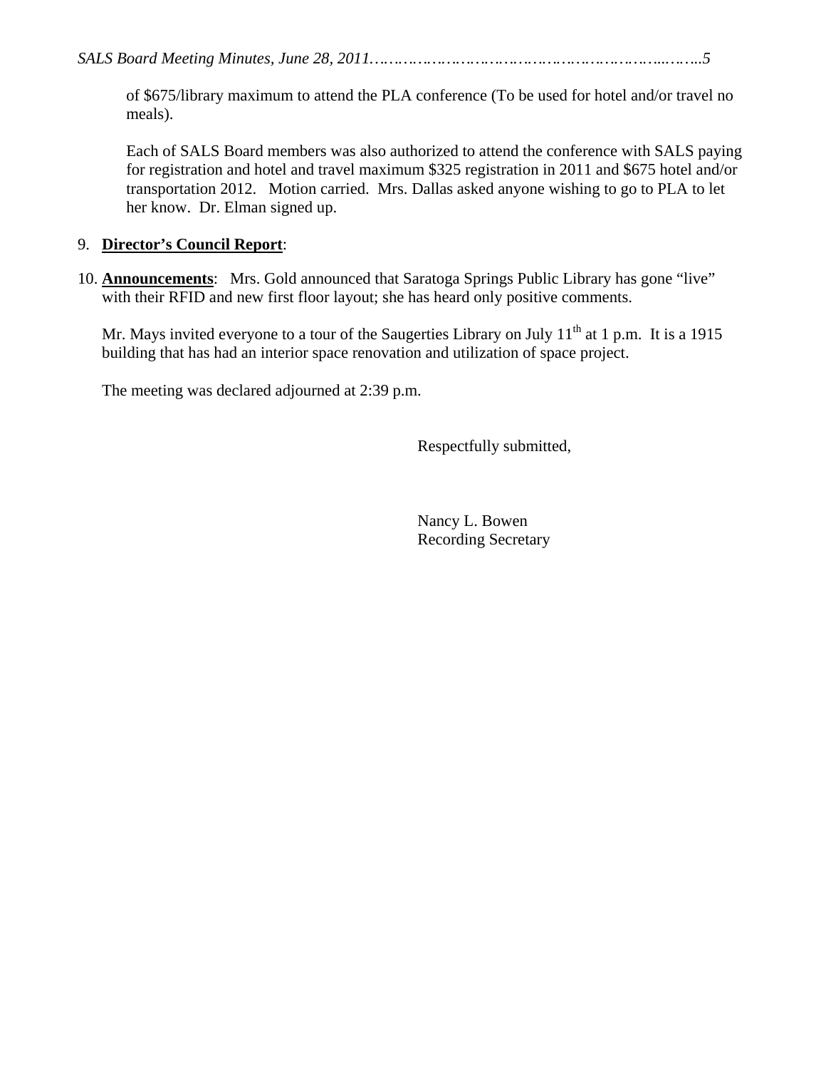of $675/library maximum to attend the PLA conference (To be used for hotel and/or travel no meals).

Each of SALS Board members was also authorized to attend the conference with SALS paying for registration and hotel and travel maximum $325 registration in 2011 and $675 hotel and/or transportation 2012. Motion carried. Mrs. Dallas asked anyone wishing to go to PLA to let her know. Dr. Elman signed up.

9. **Director's Council Report**:

10. **Announcements**: Mrs. Gold announced that Saratoga Springs Public Library has gone "live" with their RFID and new first floor layout; she has heard only positive comments.

    Mr. Mays invited everyone to a tour of the Saugerties Library on July 11th at 1 p.m. It is a 1915 building that has had an interior space renovation and utilization of space project.

    The meeting was declared adjourned at 2:39 p.m.

Respectfully submitted,

Nancy L. Bowen
Recording Secretary